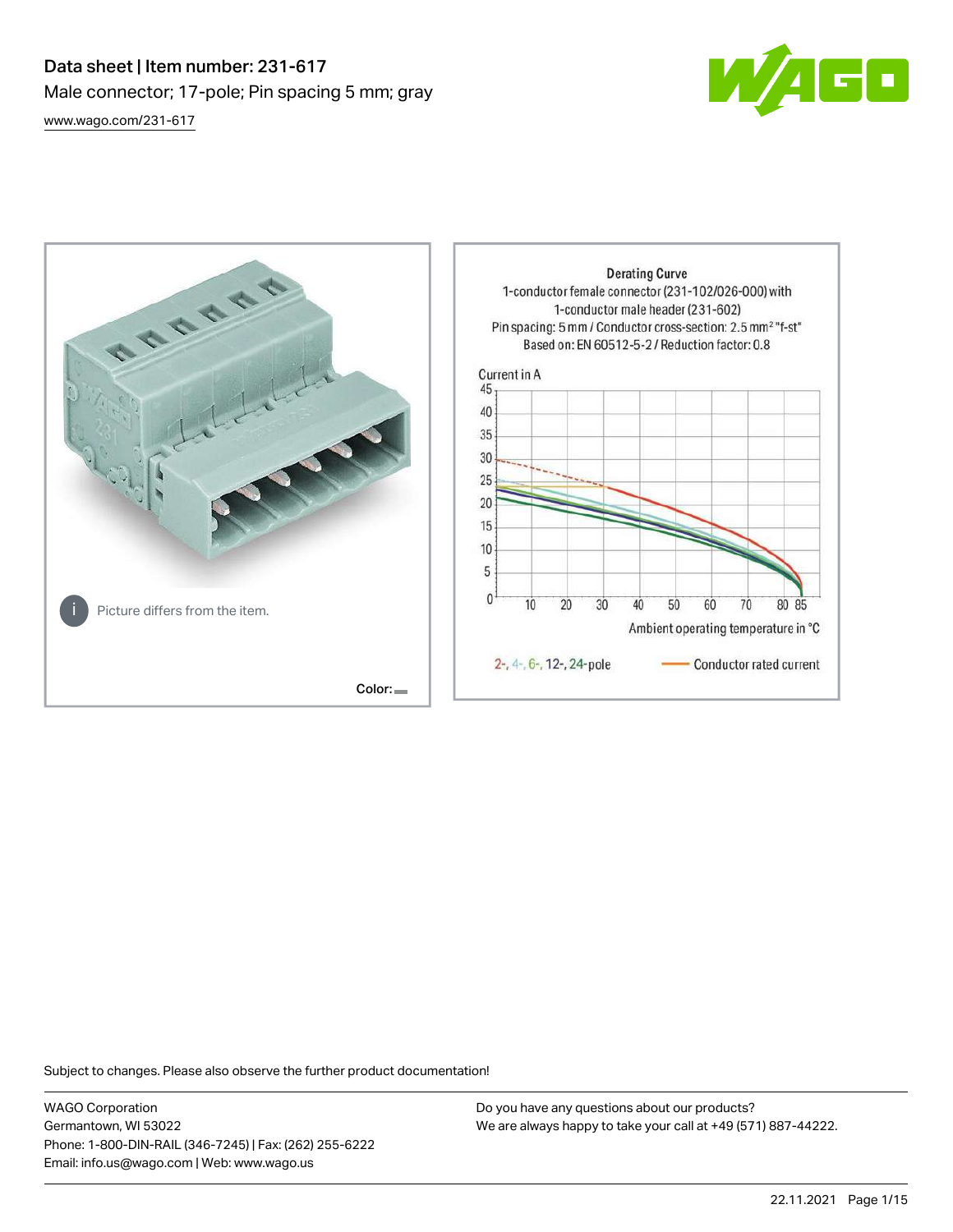# Data sheet | Item number: 231-617

Male connector; 17-pole; Pin spacing 5 mm; gray

[www.wago.com/231-617](www.wago.com/231-617)

Picture differs from the item.

Color:

Derating Curve
1-conductor female connector (231-102/026-000) with 1-conductor male header (231-602)
Pin spacing: 5 mm / Conductor cross-section: 2.5 mm² "f-st"
Based on: EN 60512-5-2 / Reduction factor: 0.8

Current in A

Ambient operating temperature in °C

2-, 4-, 6-, 12-, 24-pole — Conductor rated current

Subject to changes. Please also observe the further product documentation!

WAGO Corporation
Germantown, WI 53022
Phone: 1-800-DIN-RAIL (346-7245) | Fax: (262) 255-6222
Email: info.us@wago.com | Web: www.wago.us

Do you have any questions about our products?
We are always happy to take your call at +49 (571) 887-44222.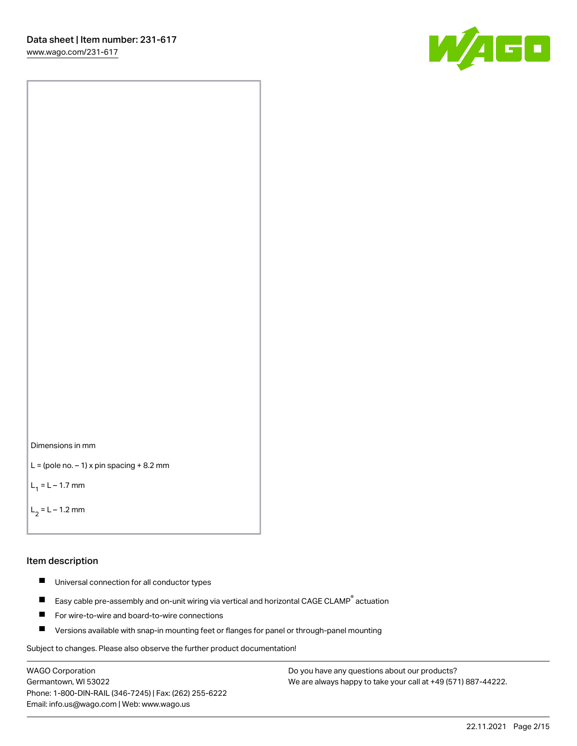Dimensions in mm

L = (pole no. – 1) x pin spacing + 8.2 mm

$L_1$ = L – 1.7 mm

$L_2$ = L – 1.2 mm

## Item description

- Universal connection for all conductor types
- Easy cable pre-assembly and on-unit wiring via vertical and horizontal CAGE CLAMP® actuation
- For wire-to-wire and board-to-wire connections
- Versions available with snap-in mounting feet or flanges for panel or through-panel mounting

Subject to changes. Please also observe the further product documentation!

WAGO Corporation
Germantown, WI 53022
Phone: 1-800-DIN-RAIL (346-7245) | Fax: (262) 255-6222
Email: info.us@wago.com | Web: www.wago.us

Do you have any questions about our products?
We are always happy to take your call at +49 (571) 887-44222.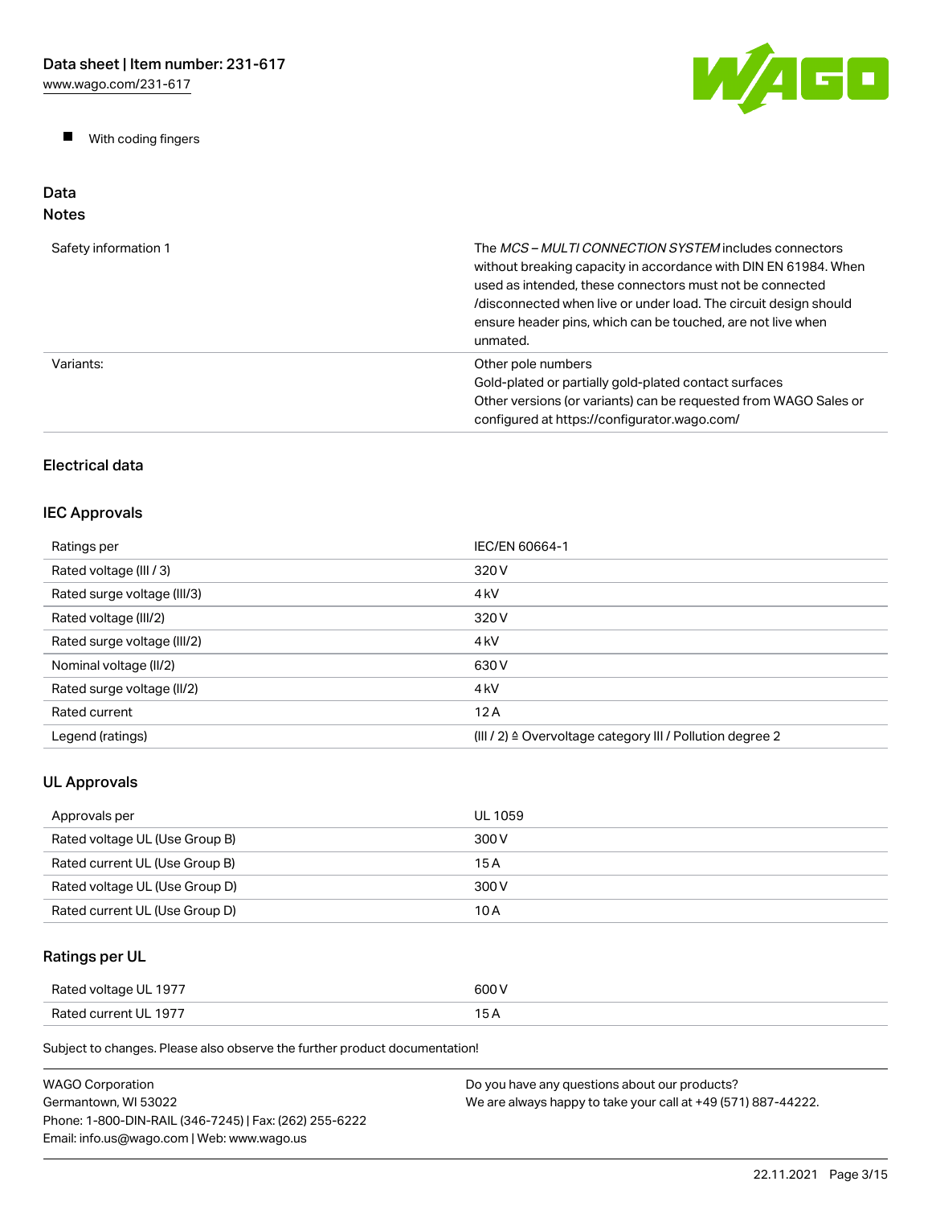- With coding fingers

## Data

### Notes

| | |
|---|---|
| Safety information 1 | The *MCS – MULTI CONNECTION SYSTEM* includes connectors without breaking capacity in accordance with DIN EN 61984. When used as intended, these connectors must not be connected /disconnected when live or under load. The circuit design should ensure header pins, which can be touched, are not live when unmated. |
| Variants: | Other pole numbers<br>Gold-plated or partially gold-plated contact surfaces<br>Other versions (or variants) can be requested from WAGO Sales or configured at https://configurator.wago.com/ |

### Electrical data

### IEC Approvals

| | |
|---|---|
| Ratings per | IEC/EN 60664-1 |
| Rated voltage (III / 3) | 320 V |
| Rated surge voltage (III/3) | 4 kV |
| Rated voltage (III/2) | 320 V |
| Rated surge voltage (III/2) | 4 kV |
| Nominal voltage (II/2) | 630 V |
| Rated surge voltage (II/2) | 4 kV |
| Rated current | 12 A |
| Legend (ratings) | (III / 2) ≙ Overvoltage category III / Pollution degree 2 |

### UL Approvals

| | |
|---|---|
| Approvals per | UL 1059 |
| Rated voltage UL (Use Group B) | 300 V |
| Rated current UL (Use Group B) | 15 A |
| Rated voltage UL (Use Group D) | 300 V |
| Rated current UL (Use Group D) | 10 A |

### Ratings per UL

| | |
|---|---|
| Rated voltage UL 1977 | 600 V |
| Rated current UL 1977 | 15 A |

Subject to changes. Please also observe the further product documentation!

WAGO Corporation
Germantown, WI 53022
Phone: 1-800-DIN-RAIL (346-7245) | Fax: (262) 255-6222
Email: info.us@wago.com | Web: www.wago.us

Do you have any questions about our products?
We are always happy to take your call at +49 (571) 887-44222.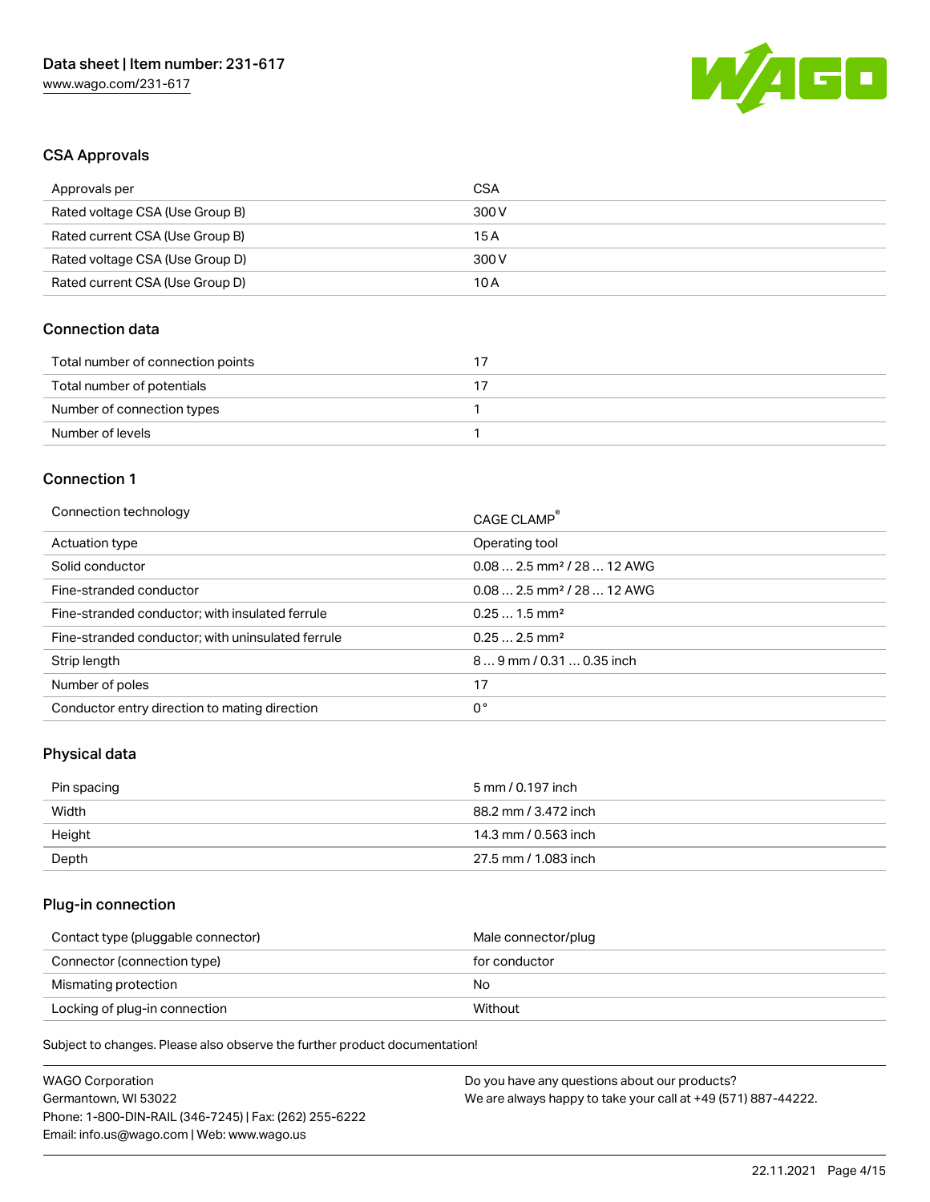## CSA Approvals

| | |
|---|---|
| Approvals per | CSA |
| Rated voltage CSA (Use Group B) | 300 V |
| Rated current CSA (Use Group B) | 15 A |
| Rated voltage CSA (Use Group D) | 300 V |
| Rated current CSA (Use Group D) | 10 A |

## Connection data

| | |
|---|---|
| Total number of connection points | 17 |
| Total number of potentials | 17 |
| Number of connection types | 1 |
| Number of levels | 1 |

## Connection 1

| | |
|---|---|
| Connection technology | CAGE CLAMP® |
| Actuation type | Operating tool |
| Solid conductor | 0.08 … 2.5 mm² / 28 … 12 AWG |
| Fine-stranded conductor | 0.08 … 2.5 mm² / 28 … 12 AWG |
| Fine-stranded conductor; with insulated ferrule | 0.25 … 1.5 mm² |
| Fine-stranded conductor; with uninsulated ferrule | 0.25 … 2.5 mm² |
| Strip length | 8 … 9 mm / 0.31 … 0.35 inch |
| Number of poles | 17 |
| Conductor entry direction to mating direction | 0 ° |

## Physical data

| | |
|---|---|
| Pin spacing | 5 mm / 0.197 inch |
| Width | 88.2 mm / 3.472 inch |
| Height | 14.3 mm / 0.563 inch |
| Depth | 27.5 mm / 1.083 inch |

## Plug-in connection

| | |
|---|---|
| Contact type (pluggable connector) | Male connector/plug |
| Connector (connection type) | for conductor |
| Mismatching protection | No |
| Locking of plug-in connection | Without |

Subject to changes. Please also observe the further product documentation!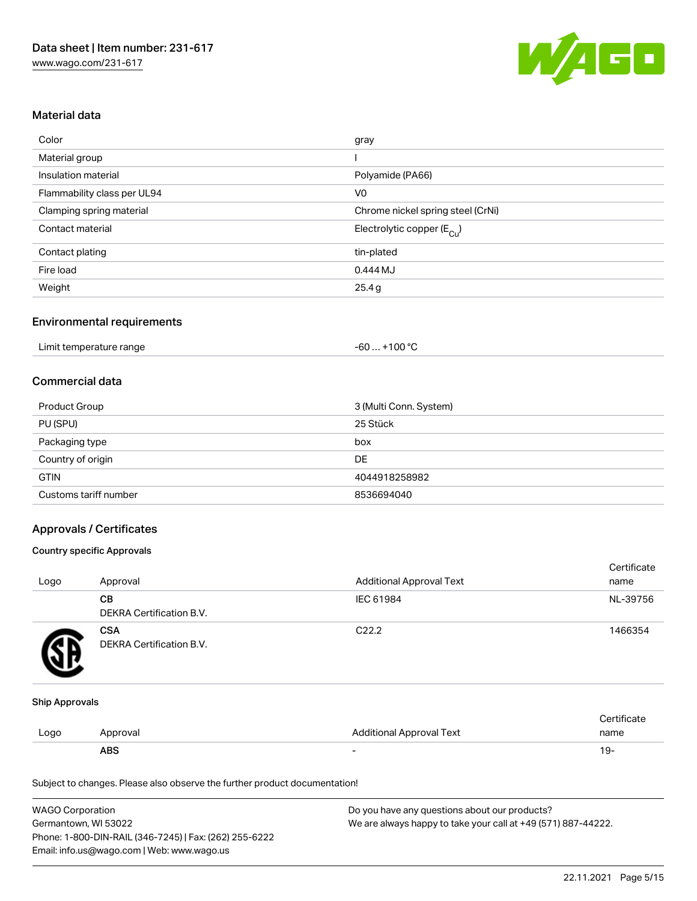## Material data

| | |
|---|---|
| Color | gray |
| Material group | I |
| Insulation material | Polyamide (PA66) |
| Flammability class per UL94 | V0 |
| Clamping spring material | Chrome nickel spring steel (CrNi) |
| Contact material | Electrolytic copper ($E_{Cu}$) |
| Contact plating | tin-plated |
| Fire load | 0.444 MJ |
| Weight | 25.4 g |

## Environmental requirements

| | |
|---|---|
| Limit temperature range | -60 … +100 °C |

## Commercial data

| | |
|---|---|
| Product Group | 3 (Multi Conn. System) |
| PU (SPU) | 25 Stück |
| Packaging type | box |
| Country of origin | DE |
| GTIN | 4044918258982 |
| Customs tariff number | 8536694040 |

## Approvals / Certificates

### Country specific Approvals

| Logo | Approval | Additional Approval Text | Certificate name |
|---|---|---|---|
| | **CB** DEKRA Certification B.V. | IEC 61984 | NL-39756 |
| | **CSA** DEKRA Certification B.V. | C22.2 | 1466354 |

### Ship Approvals

| Logo | Approval | Additional Approval Text | Certificate name |
|---|---|---|---|
| | **ABS** | - | 19- |

Subject to changes. Please also observe the further product documentation!

WAGO Corporation
Germantown, WI 53022
Phone: 1-800-DIN-RAIL (346-7245) | Fax: (262) 255-6222
Email: info.us@wago.com | Web: www.wago.us

Do you have any questions about our products?
We are always happy to take your call at +49 (571) 887-44222.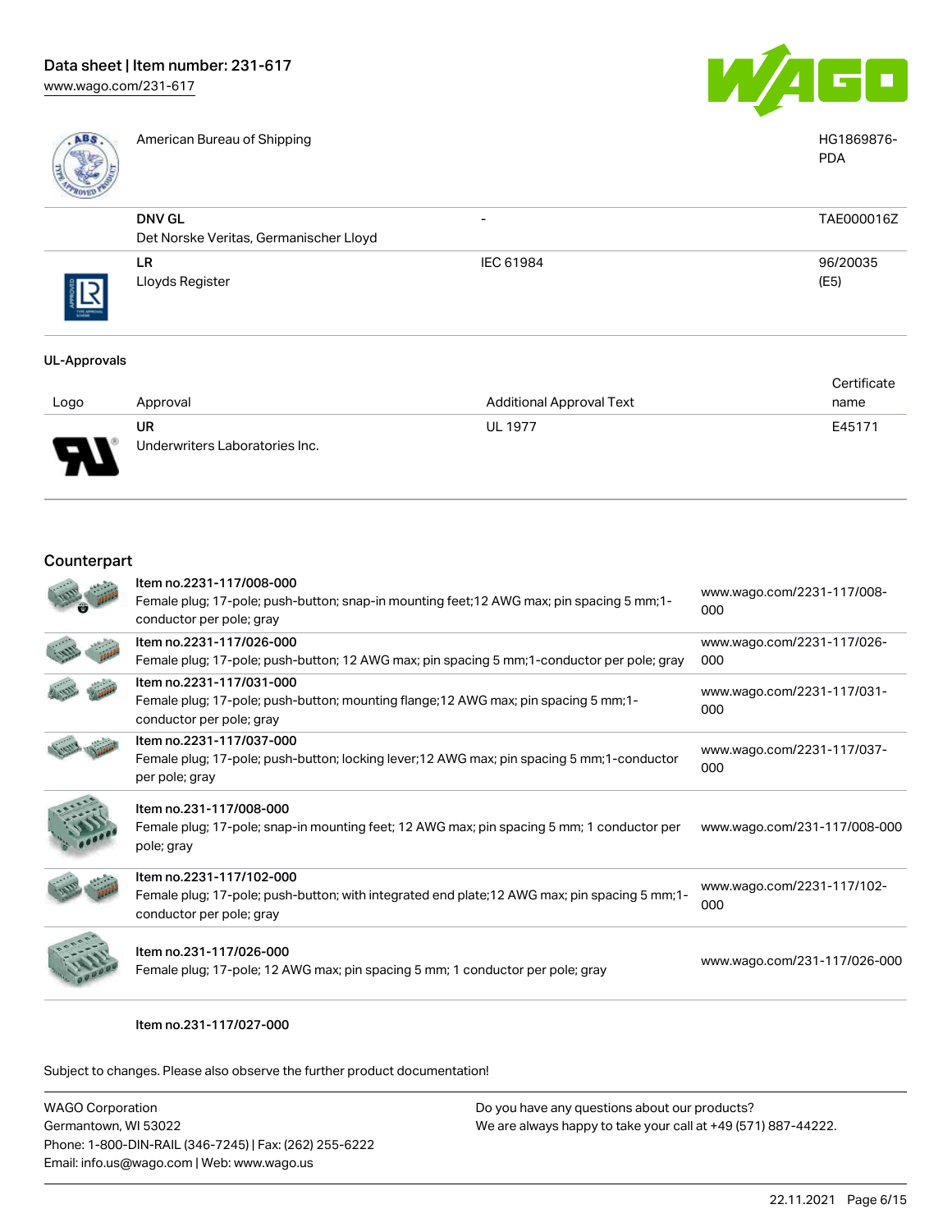| | Approval | Additional Approval Text | Certificate name |
|---|---|---|---|
| | American Bureau of Shipping | | HG1869876-PDA |
| | DNV GL<br>Det Norske Veritas, Germanischer Lloyd | - | TAE000016Z |
| | LR<br>Lloyds Register | IEC 61984 | 96/20035 (E5) |

## UL-Approvals

| Logo | Approval | Additional Approval Text | Certificate name |
|---|---|---|---|
| | UR<br>Underwriters Laboratories Inc. | UL 1977 | E45171 |

## Counterpart

| | | |
|---|---|---|
| | Item no.2231-117/008-000<br>Female plug; 17-pole; push-button; snap-in mounting feet;12 AWG max; pin spacing 5 mm;1-conductor per pole; gray | www.wago.com/2231-117/008-000 |
| | Item no.2231-117/026-000<br>Female plug; 17-pole; push-button; 12 AWG max; pin spacing 5 mm;1-conductor per pole; gray | www.wago.com/2231-117/026-000 |
| | Item no.2231-117/031-000<br>Female plug; 17-pole; push-button; mounting flange;12 AWG max; pin spacing 5 mm;1-conductor per pole; gray | www.wago.com/2231-117/031-000 |
| | Item no.2231-117/037-000<br>Female plug; 17-pole; push-button; locking lever;12 AWG max; pin spacing 5 mm;1-conductor per pole; gray | www.wago.com/2231-117/037-000 |
| | Item no.231-117/008-000<br>Female plug; 17-pole; snap-in mounting feet; 12 AWG max; pin spacing 5 mm; 1 conductor per pole; gray | www.wago.com/231-117/008-000 |
| | Item no.2231-117/102-000<br>Female plug; 17-pole; push-button; with integrated end plate;12 AWG max; pin spacing 5 mm;1-conductor per pole; gray | www.wago.com/2231-117/102-000 |
| | Item no.231-117/026-000<br>Female plug; 17-pole; 12 AWG max; pin spacing 5 mm; 1 conductor per pole; gray | www.wago.com/231-117/026-000 |
| | Item no.231-117/027-000 | |

Subject to changes. Please also observe the further product documentation!

WAGO Corporation
Germantown, WI 53022
Phone: 1-800-DIN-RAIL (346-7245) | Fax: (262) 255-6222
Email: info.us@wago.com | Web: www.wago.us

Do you have any questions about our products?
We are always happy to take your call at +49 (571) 887-44222.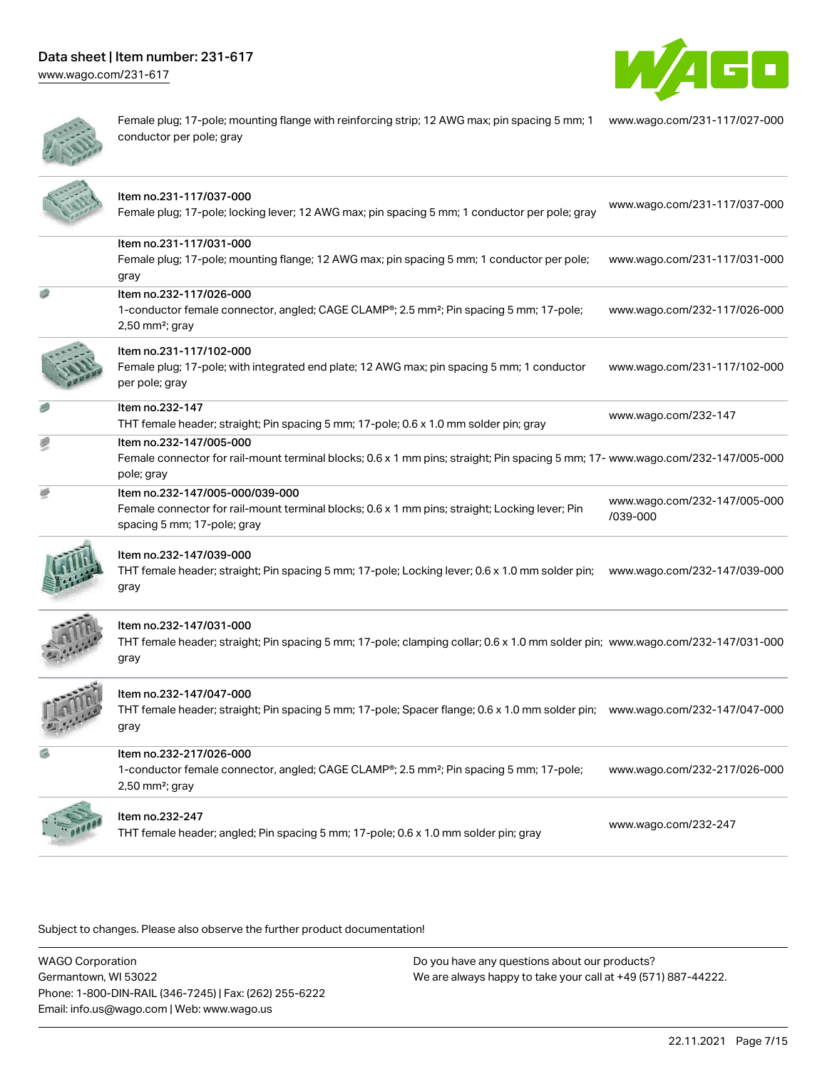| Description | Link |
| --- | --- |
| Female plug; 17-pole; mounting flange with reinforcing strip; 12 AWG max; pin spacing 5 mm; 1 conductor per pole; gray | www.wago.com/231-117/027-000 |
| Item no.231-117/037-000<br>Female plug; 17-pole; locking lever; 12 AWG max; pin spacing 5 mm; 1 conductor per pole; gray | www.wago.com/231-117/037-000 |
| Item no.231-117/031-000<br>Female plug; 17-pole; mounting flange; 12 AWG max; pin spacing 5 mm; 1 conductor per pole; gray | www.wago.com/231-117/031-000 |
| Item no.232-117/026-000<br>1-conductor female connector, angled; CAGE CLAMP®; 2.5 mm²; Pin spacing 5 mm; 17-pole; 2,50 mm²; gray | www.wago.com/232-117/026-000 |
| Item no.231-117/102-000<br>Female plug; 17-pole; with integrated end plate; 12 AWG max; pin spacing 5 mm; 1 conductor per pole; gray | www.wago.com/231-117/102-000 |
| Item no.232-147<br>THT female header; straight; Pin spacing 5 mm; 17-pole; 0.6 x 1.0 mm solder pin; gray | www.wago.com/232-147 |
| Item no.232-147/005-000<br>Female connector for rail-mount terminal blocks; 0.6 x 1 mm pins; straight; Pin spacing 5 mm; 17-pole; gray | www.wago.com/232-147/005-000 |
| Item no.232-147/005-000/039-000<br>Female connector for rail-mount terminal blocks; 0.6 x 1 mm pins; straight; Locking lever; Pin spacing 5 mm; 17-pole; gray | www.wago.com/232-147/005-000/039-000 |
| Item no.232-147/039-000<br>THT female header; straight; Pin spacing 5 mm; 17-pole; Locking lever; 0.6 x 1.0 mm solder pin; gray | www.wago.com/232-147/039-000 |
| Item no.232-147/031-000<br>THT female header; straight; Pin spacing 5 mm; 17-pole; clamping collar; 0.6 x 1.0 mm solder pin; gray | www.wago.com/232-147/031-000 |
| Item no.232-147/047-000<br>THT female header; straight; Pin spacing 5 mm; 17-pole; Spacer flange; 0.6 x 1.0 mm solder pin; gray | www.wago.com/232-147/047-000 |
| Item no.232-217/026-000<br>1-conductor female connector, angled; CAGE CLAMP®; 2.5 mm²; Pin spacing 5 mm; 17-pole; 2,50 mm²; gray | www.wago.com/232-217/026-000 |
| Item no.232-247<br>THT female header; angled; Pin spacing 5 mm; 17-pole; 0.6 x 1.0 mm solder pin; gray | www.wago.com/232-247 |

Subject to changes. Please also observe the further product documentation!

WAGO Corporation
Germantown, WI 53022
Phone: 1-800-DIN-RAIL (346-7245) | Fax: (262) 255-6222
Email: info.us@wago.com | Web: www.wago.us

Do you have any questions about our products?
We are always happy to take your call at +49 (571) 887-44222.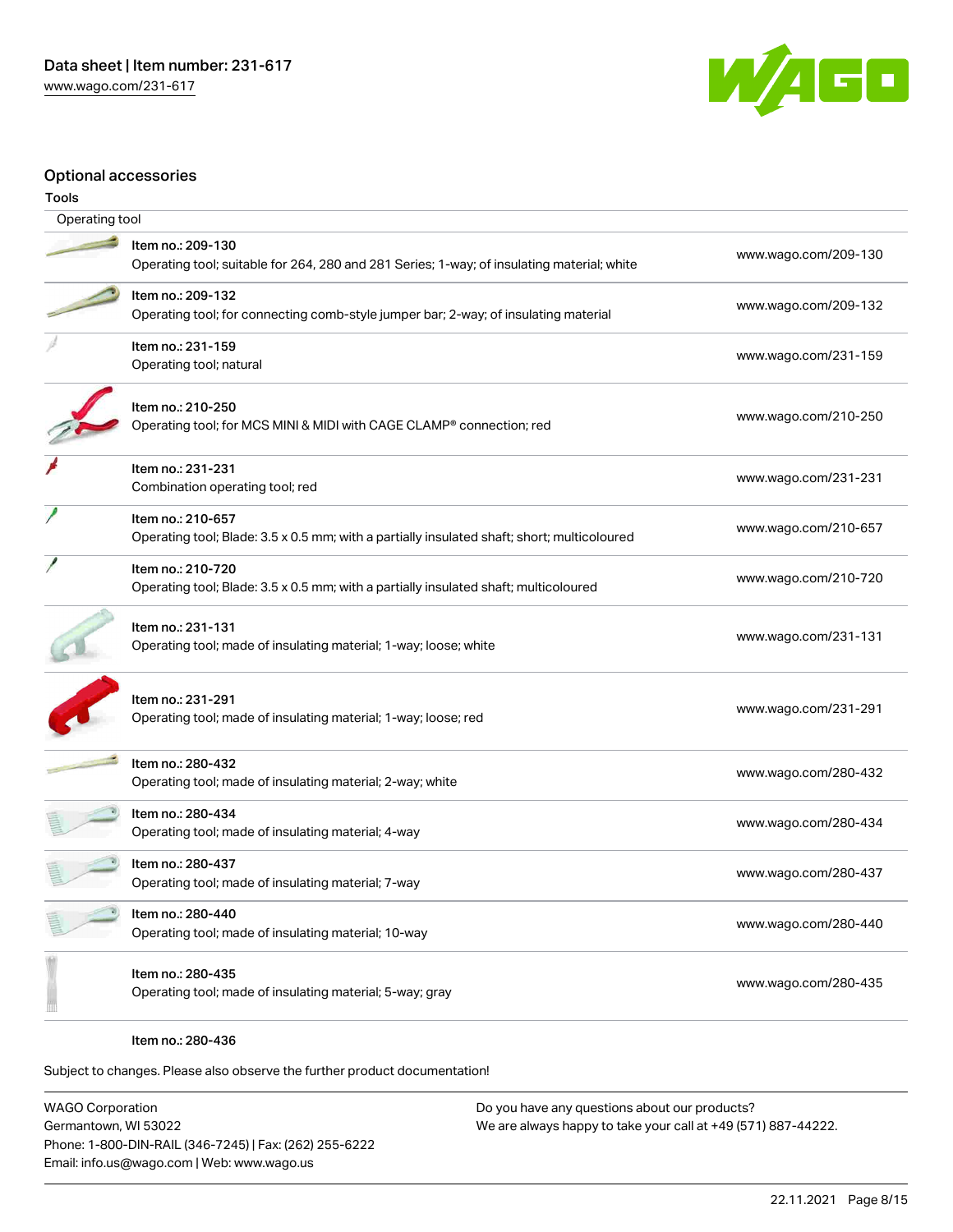## Optional accessories

### Tools

| Operating tool | |
|---|---|
| Item no.: 209-130<br>Operating tool; suitable for 264, 280 and 281 Series; 1-way; of insulating material; white | www.wago.com/209-130 |
| Item no.: 209-132<br>Operating tool; for connecting comb-style jumper bar; 2-way; of insulating material | www.wago.com/209-132 |
| Item no.: 231-159<br>Operating tool; natural | www.wago.com/231-159 |
| Item no.: 210-250<br>Operating tool; for MCS MINI & MIDI with CAGE CLAMP® connection; red | www.wago.com/210-250 |
| Item no.: 231-231<br>Combination operating tool; red | www.wago.com/231-231 |
| Item no.: 210-657<br>Operating tool; Blade: 3.5 x 0.5 mm; with a partially insulated shaft; short; multicoloured | www.wago.com/210-657 |
| Item no.: 210-720<br>Operating tool; Blade: 3.5 x 0.5 mm; with a partially insulated shaft; multicoloured | www.wago.com/210-720 |
| Item no.: 231-131<br>Operating tool; made of insulating material; 1-way; loose; white | www.wago.com/231-131 |
| Item no.: 231-291<br>Operating tool; made of insulating material; 1-way; loose; red | www.wago.com/231-291 |
| Item no.: 280-432<br>Operating tool; made of insulating material; 2-way; white | www.wago.com/280-432 |
| Item no.: 280-434<br>Operating tool; made of insulating material; 4-way | www.wago.com/280-434 |
| Item no.: 280-437<br>Operating tool; made of insulating material; 7-way | www.wago.com/280-437 |
| Item no.: 280-440<br>Operating tool; made of insulating material; 10-way | www.wago.com/280-440 |
| Item no.: 280-435<br>Operating tool; made of insulating material; 5-way; gray | www.wago.com/280-435 |
| Item no.: 280-436 | |

Subject to changes. Please also observe the further product documentation!

WAGO Corporation
Germantown, WI 53022
Phone: 1-800-DIN-RAIL (346-7245) | Fax: (262) 255-6222
Email: info.us@wago.com | Web: www.wago.us

Do you have any questions about our products?
We are always happy to take your call at +49 (571) 887-44222.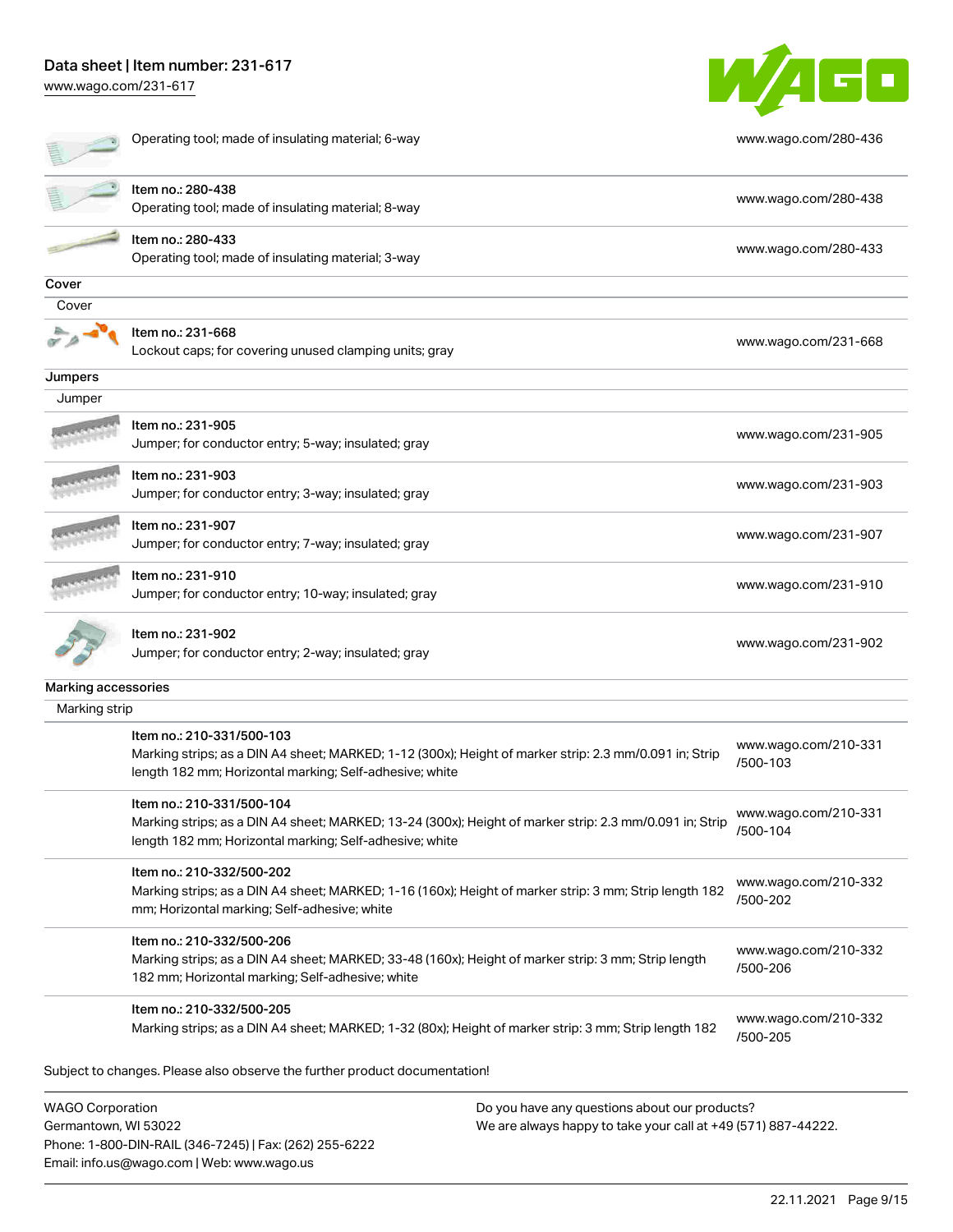| | | |
|---|---|---|
| | Operating tool; made of insulating material; 6-way | www.wago.com/280-436 |
| | Item no.: 280-438<br>Operating tool; made of insulating material; 8-way | www.wago.com/280-438 |
| | Item no.: 280-433<br>Operating tool; made of insulating material; 3-way | www.wago.com/280-433 |

**Cover**

Cover

| | | |
|---|---|---|
| | Item no.: 231-668<br>Lockout caps; for covering unused clamping units; gray | www.wago.com/231-668 |

**Jumpers**

Jumper

| | | |
|---|---|---|
| | Item no.: 231-905<br>Jumper; for conductor entry; 5-way; insulated; gray | www.wago.com/231-905 |
| | Item no.: 231-903<br>Jumper; for conductor entry; 3-way; insulated; gray | www.wago.com/231-903 |
| | Item no.: 231-907<br>Jumper; for conductor entry; 7-way; insulated; gray | www.wago.com/231-907 |
| | Item no.: 231-910<br>Jumper; for conductor entry; 10-way; insulated; gray | www.wago.com/231-910 |
| | Item no.: 231-902<br>Jumper; for conductor entry; 2-way; insulated; gray | www.wago.com/231-902 |

**Marking accessories**

Marking strip

| | | |
|---|---|---|
| | Item no.: 210-331/500-103<br>Marking strips; as a DIN A4 sheet; MARKED; 1-12 (300x); Height of marker strip: 2.3 mm/0.091 in; Strip length 182 mm; Horizontal marking; Self-adhesive; white | www.wago.com/210-331/500-103 |
| | Item no.: 210-331/500-104<br>Marking strips; as a DIN A4 sheet; MARKED; 13-24 (300x); Height of marker strip: 2.3 mm/0.091 in; Strip length 182 mm; Horizontal marking; Self-adhesive; white | www.wago.com/210-331/500-104 |
| | Item no.: 210-332/500-202<br>Marking strips; as a DIN A4 sheet; MARKED; 1-16 (160x); Height of marker strip: 3 mm; Strip length 182 mm; Horizontal marking; Self-adhesive; white | www.wago.com/210-332/500-202 |
| | Item no.: 210-332/500-206<br>Marking strips; as a DIN A4 sheet; MARKED; 33-48 (160x); Height of marker strip: 3 mm; Strip length 182 mm; Horizontal marking; Self-adhesive; white | www.wago.com/210-332/500-206 |
| | Item no.: 210-332/500-205<br>Marking strips; as a DIN A4 sheet; MARKED; 1-32 (80x); Height of marker strip: 3 mm; Strip length 182 | www.wago.com/210-332/500-205 |

Subject to changes. Please also observe the further product documentation!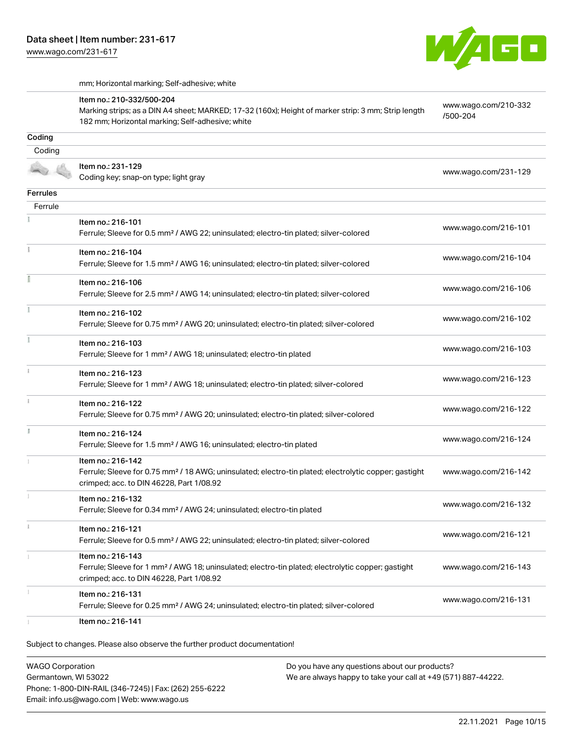mm; Horizontal marking; Self-adhesive; white

| | | |
|---|---|---|
| | Item no.: 210-332/500-204<br>Marking strips; as a DIN A4 sheet; MARKED; 17-32 (160x); Height of marker strip: 3 mm; Strip length 182 mm; Horizontal marking; Self-adhesive; white | www.wago.com/210-332/500-204 |

## Coding

Coding

| | | |
|---|---|---|
| | Item no.: 231-129<br>Coding key; snap-on type; light gray | www.wago.com/231-129 |

## Ferrules

Ferrule

| | | |
|---|---|---|
| | Item no.: 216-101<br>Ferrule; Sleeve for 0.5 mm² / AWG 22; uninsulated; electro-tin plated; silver-colored | www.wago.com/216-101 |
| | Item no.: 216-104<br>Ferrule; Sleeve for 1.5 mm² / AWG 16; uninsulated; electro-tin plated; silver-colored | www.wago.com/216-104 |
| | Item no.: 216-106<br>Ferrule; Sleeve for 2.5 mm² / AWG 14; uninsulated; electro-tin plated; silver-colored | www.wago.com/216-106 |
| | Item no.: 216-102<br>Ferrule; Sleeve for 0.75 mm² / AWG 20; uninsulated; electro-tin plated; silver-colored | www.wago.com/216-102 |
| | Item no.: 216-103<br>Ferrule; Sleeve for 1 mm² / AWG 18; uninsulated; electro-tin plated | www.wago.com/216-103 |
| | Item no.: 216-123<br>Ferrule; Sleeve for 1 mm² / AWG 18; uninsulated; electro-tin plated; silver-colored | www.wago.com/216-123 |
| | Item no.: 216-122<br>Ferrule; Sleeve for 0.75 mm² / AWG 20; uninsulated; electro-tin plated; silver-colored | www.wago.com/216-122 |
| | Item no.: 216-124<br>Ferrule; Sleeve for 1.5 mm² / AWG 16; uninsulated; electro-tin plated | www.wago.com/216-124 |
| | Item no.: 216-142<br>Ferrule; Sleeve for 0.75 mm² / 18 AWG; uninsulated; electro-tin plated; electrolytic copper; gastight crimped; acc. to DIN 46228, Part 1/08.92 | www.wago.com/216-142 |
| | Item no.: 216-132<br>Ferrule; Sleeve for 0.34 mm² / AWG 24; uninsulated; electro-tin plated | www.wago.com/216-132 |
| | Item no.: 216-121<br>Ferrule; Sleeve for 0.5 mm² / AWG 22; uninsulated; electro-tin plated; silver-colored | www.wago.com/216-121 |
| | Item no.: 216-143<br>Ferrule; Sleeve for 1 mm² / AWG 18; uninsulated; electro-tin plated; electrolytic copper; gastight crimped; acc. to DIN 46228, Part 1/08.92 | www.wago.com/216-143 |
| | Item no.: 216-131<br>Ferrule; Sleeve for 0.25 mm² / AWG 24; uninsulated; electro-tin plated; silver-colored | www.wago.com/216-131 |
| | Item no.: 216-141 | |

Subject to changes. Please also observe the further product documentation!

WAGO Corporation
Germantown, WI 53022
Phone: 1-800-DIN-RAIL (346-7245) | Fax: (262) 255-6222
Email: info.us@wago.com | Web: www.wago.us

Do you have any questions about our products?
We are always happy to take your call at +49 (571) 887-44222.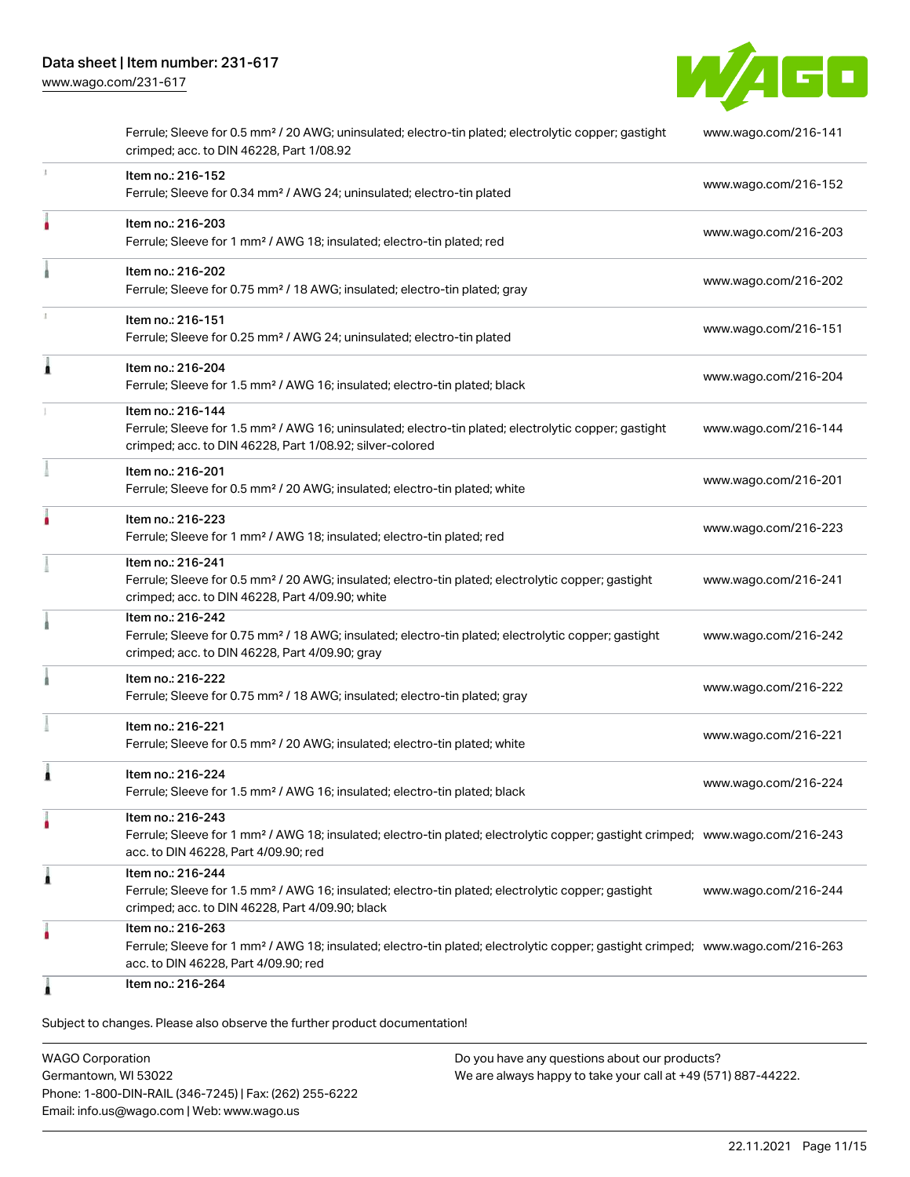| | | |
|---|---|---|
| | Ferrule; Sleeve for 0.5 mm² / 20 AWG; uninsulated; electro-tin plated; electrolytic copper; gastight crimped; acc. to DIN 46228, Part 1/08.92 | www.wago.com/216-141 |
| | Item no.: 216-152<br>Ferrule; Sleeve for 0.34 mm² / AWG 24; uninsulated; electro-tin plated | www.wago.com/216-152 |
| | Item no.: 216-203<br>Ferrule; Sleeve for 1 mm² / AWG 18; insulated; electro-tin plated; red | www.wago.com/216-203 |
| | Item no.: 216-202<br>Ferrule; Sleeve for 0.75 mm² / 18 AWG; insulated; electro-tin plated; gray | www.wago.com/216-202 |
| | Item no.: 216-151<br>Ferrule; Sleeve for 0.25 mm² / AWG 24; uninsulated; electro-tin plated | www.wago.com/216-151 |
| | Item no.: 216-204<br>Ferrule; Sleeve for 1.5 mm² / AWG 16; insulated; electro-tin plated; black | www.wago.com/216-204 |
| | Item no.: 216-144<br>Ferrule; Sleeve for 1.5 mm² / AWG 16; uninsulated; electro-tin plated; electrolytic copper; gastight crimped; acc. to DIN 46228, Part 1/08.92; silver-colored | www.wago.com/216-144 |
| | Item no.: 216-201<br>Ferrule; Sleeve for 0.5 mm² / 20 AWG; insulated; electro-tin plated; white | www.wago.com/216-201 |
| | Item no.: 216-223<br>Ferrule; Sleeve for 1 mm² / AWG 18; insulated; electro-tin plated; red | www.wago.com/216-223 |
| | Item no.: 216-241<br>Ferrule; Sleeve for 0.5 mm² / 20 AWG; insulated; electro-tin plated; electrolytic copper; gastight crimped; acc. to DIN 46228, Part 4/09.90; white | www.wago.com/216-241 |
| | Item no.: 216-242<br>Ferrule; Sleeve for 0.75 mm² / 18 AWG; insulated; electro-tin plated; electrolytic copper; gastight crimped; acc. to DIN 46228, Part 4/09.90; gray | www.wago.com/216-242 |
| | Item no.: 216-222<br>Ferrule; Sleeve for 0.75 mm² / 18 AWG; insulated; electro-tin plated; gray | www.wago.com/216-222 |
| | Item no.: 216-221<br>Ferrule; Sleeve for 0.5 mm² / 20 AWG; insulated; electro-tin plated; white | www.wago.com/216-221 |
| | Item no.: 216-224<br>Ferrule; Sleeve for 1.5 mm² / AWG 16; insulated; electro-tin plated; black | www.wago.com/216-224 |
| | Item no.: 216-243<br>Ferrule; Sleeve for 1 mm² / AWG 18; insulated; electro-tin plated; electrolytic copper; gastight crimped; acc. to DIN 46228, Part 4/09.90; red | www.wago.com/216-243 |
| | Item no.: 216-244<br>Ferrule; Sleeve for 1.5 mm² / AWG 16; insulated; electro-tin plated; electrolytic copper; gastight crimped; acc. to DIN 46228, Part 4/09.90; black | www.wago.com/216-244 |
| | Item no.: 216-263<br>Ferrule; Sleeve for 1 mm² / AWG 18; insulated; electro-tin plated; electrolytic copper; gastight crimped; acc. to DIN 46228, Part 4/09.90; red | www.wago.com/216-263 |
| | Item no.: 216-264 | |

Subject to changes. Please also observe the further product documentation!

WAGO Corporation
Germantown, WI 53022
Phone: 1-800-DIN-RAIL (346-7245) | Fax: (262) 255-6222
Email: info.us@wago.com | Web: www.wago.us

Do you have any questions about our products?
We are always happy to take your call at +49 (571) 887-44222.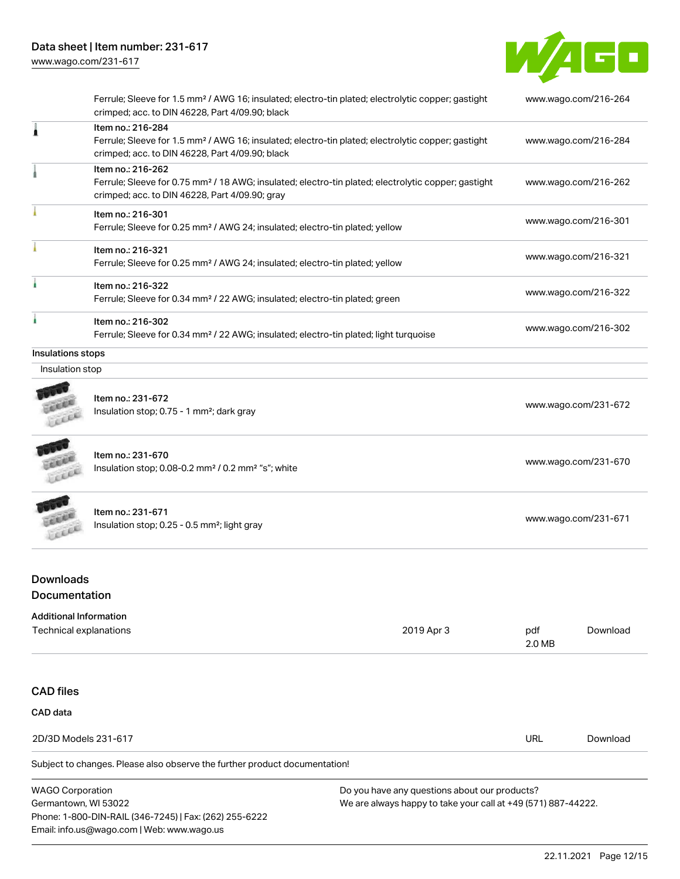| | | |
|---|---|---|
| | Ferrule; Sleeve for 1.5 mm² / AWG 16; insulated; electro-tin plated; electrolytic copper; gastight crimped; acc. to DIN 46228, Part 4/09.90; black | www.wago.com/216-264 |
| | Item no.: 216-284<br>Ferrule; Sleeve for 1.5 mm² / AWG 16; insulated; electro-tin plated; electrolytic copper; gastight crimped; acc. to DIN 46228, Part 4/09.90; black | www.wago.com/216-284 |
| | Item no.: 216-262<br>Ferrule; Sleeve for 0.75 mm² / 18 AWG; insulated; electro-tin plated; electrolytic copper; gastight crimped; acc. to DIN 46228, Part 4/09.90; gray | www.wago.com/216-262 |
| | Item no.: 216-301<br>Ferrule; Sleeve for 0.25 mm² / AWG 24; insulated; electro-tin plated; yellow | www.wago.com/216-301 |
| | Item no.: 216-321<br>Ferrule; Sleeve for 0.25 mm² / AWG 24; insulated; electro-tin plated; yellow | www.wago.com/216-321 |
| | Item no.: 216-322<br>Ferrule; Sleeve for 0.34 mm² / 22 AWG; insulated; electro-tin plated; green | www.wago.com/216-322 |
| | Item no.: 216-302<br>Ferrule; Sleeve for 0.34 mm² / 22 AWG; insulated; electro-tin plated; light turquoise | www.wago.com/216-302 |

**Insulations stops**

Insulation stop

| | | |
|---|---|---|
| | Item no.: 231-672<br>Insulation stop; 0.75 - 1 mm²; dark gray | www.wago.com/231-672 |
| | Item no.: 231-670<br>Insulation stop; 0.08-0.2 mm² / 0.2 mm² "s"; white | www.wago.com/231-670 |
| | Item no.: 231-671<br>Insulation stop; 0.25 - 0.5 mm²; light gray | www.wago.com/231-671 |

## Downloads

## Documentation

**Additional Information**

| | | | |
|---|---|---|---|
| Technical explanations | 2019 Apr 3 | pdf<br>2.0 MB | Download |

## CAD files

**CAD data**

| | | |
|---|---|---|
| 2D/3D Models 231-617 | URL | Download |

Subject to changes. Please also observe the further product documentation!

WAGO Corporation
Germantown, WI 53022
Phone: 1-800-DIN-RAIL (346-7245) | Fax: (262) 255-6222
Email: info.us@wago.com | Web: www.wago.us

Do you have any questions about our products?
We are always happy to take your call at +49 (571) 887-44222.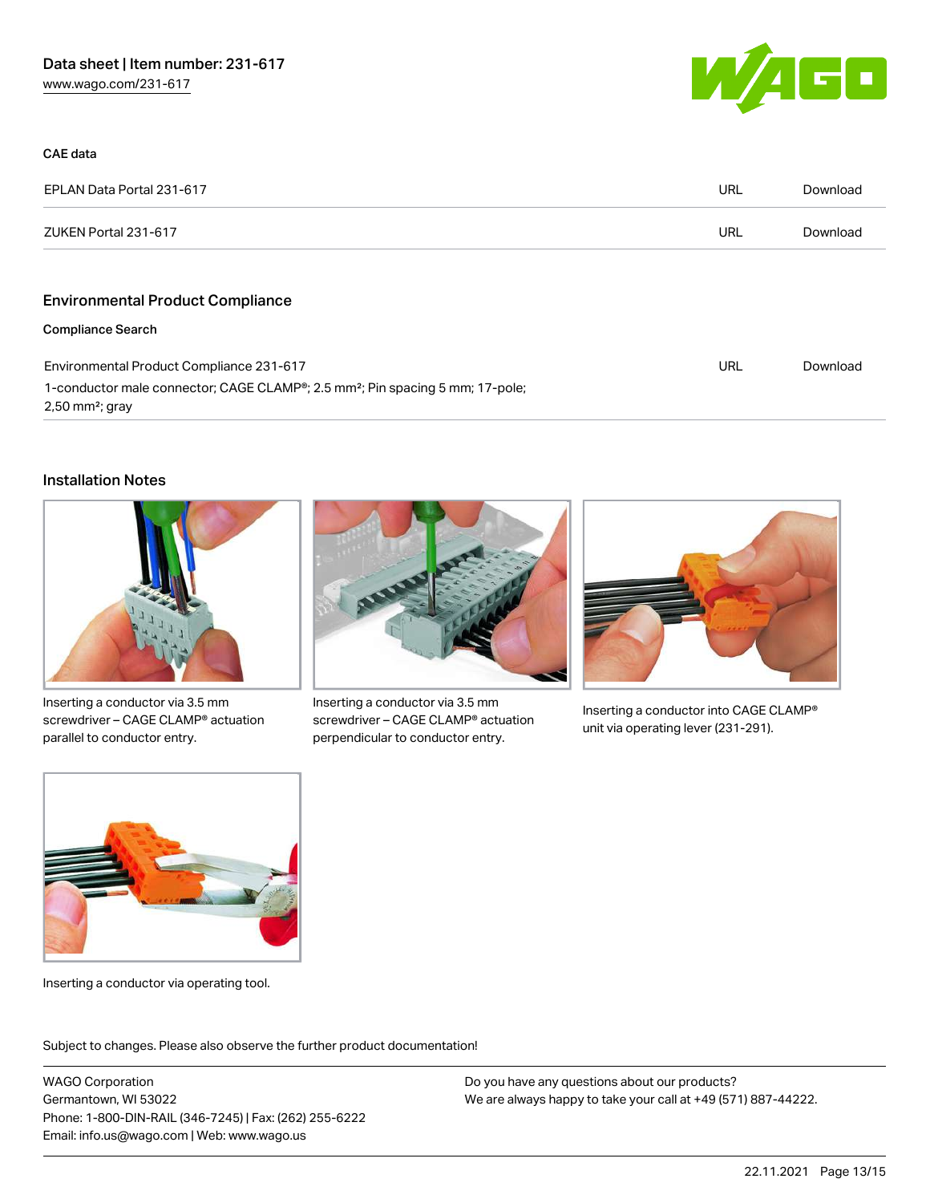### CAE data

| | | |
|---|---|---|
| EPLAN Data Portal 231-617 | URL | Download |
| ZUKEN Portal 231-617 | URL | Download |

## Environmental Product Compliance

### Compliance Search

| | | |
|---|---|---|
| Environmental Product Compliance 231-617<br>1-conductor male connector; CAGE CLAMP®; 2.5 mm²; Pin spacing 5 mm; 17-pole; 2,50 mm²; gray | URL | Download |

## Installation Notes

Inserting a conductor via 3.5 mm screwdriver – CAGE CLAMP® actuation parallel to conductor entry.

Inserting a conductor via 3.5 mm screwdriver – CAGE CLAMP® actuation perpendicular to conductor entry.

Inserting a conductor into CAGE CLAMP® unit via operating lever (231-291).

Inserting a conductor via operating tool.

Subject to changes. Please also observe the further product documentation!

WAGO Corporation
Germantown, WI 53022
Phone: 1-800-DIN-RAIL (346-7245) | Fax: (262) 255-6222
Email: info.us@wago.com | Web: www.wago.us

Do you have any questions about our products?
We are always happy to take your call at +49 (571) 887-44222.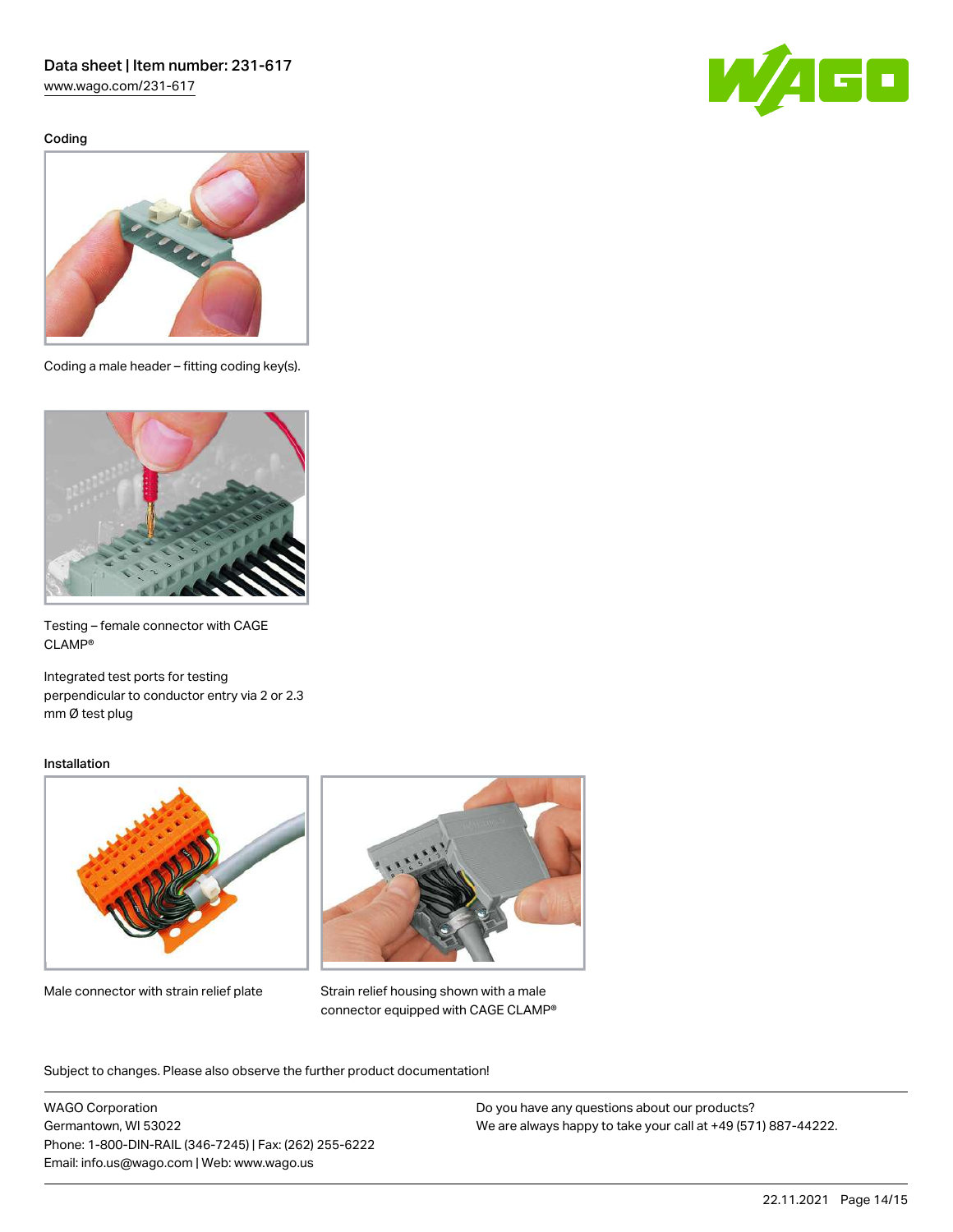## Coding

Coding a male header – fitting coding key(s).

Testing – female connector with CAGE CLAMP®

Integrated test ports for testing perpendicular to conductor entry via 2 or 2.3 mm Ø test plug

## Installation

Male connector with strain relief plate

Strain relief housing shown with a male connector equipped with CAGE CLAMP®

Subject to changes. Please also observe the further product documentation!

WAGO Corporation
Germantown, WI 53022
Phone: 1-800-DIN-RAIL (346-7245) | Fax: (262) 255-6222
Email: info.us@wago.com | Web: www.wago.us

Do you have any questions about our products?
We are always happy to take your call at +49 (571) 887-44222.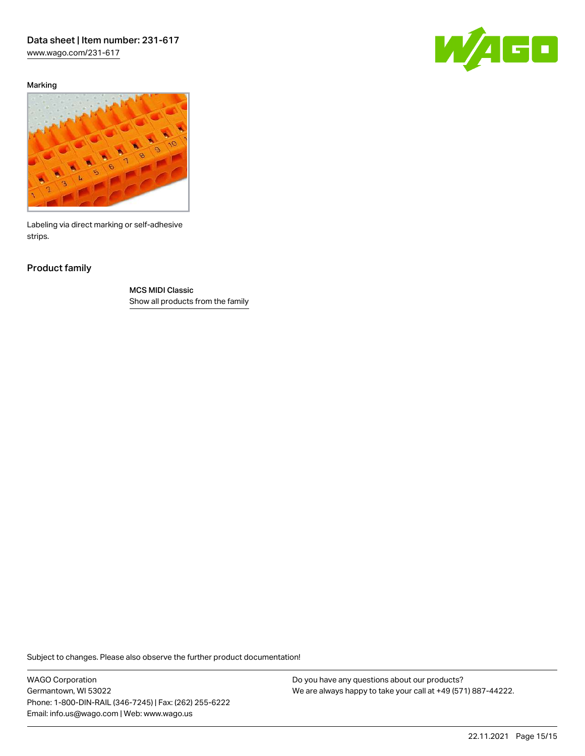Marking

Labeling via direct marking or self-adhesive strips.

## Product family

MCS MIDI Classic
Show all products from the family

Subject to changes. Please also observe the further product documentation!

WAGO Corporation
Germantown, WI 53022
Phone: 1-800-DIN-RAIL (346-7245) | Fax: (262) 255-6222
Email: info.us@wago.com | Web: www.wago.us

Do you have any questions about our products?
We are always happy to take your call at +49 (571) 887-44222.